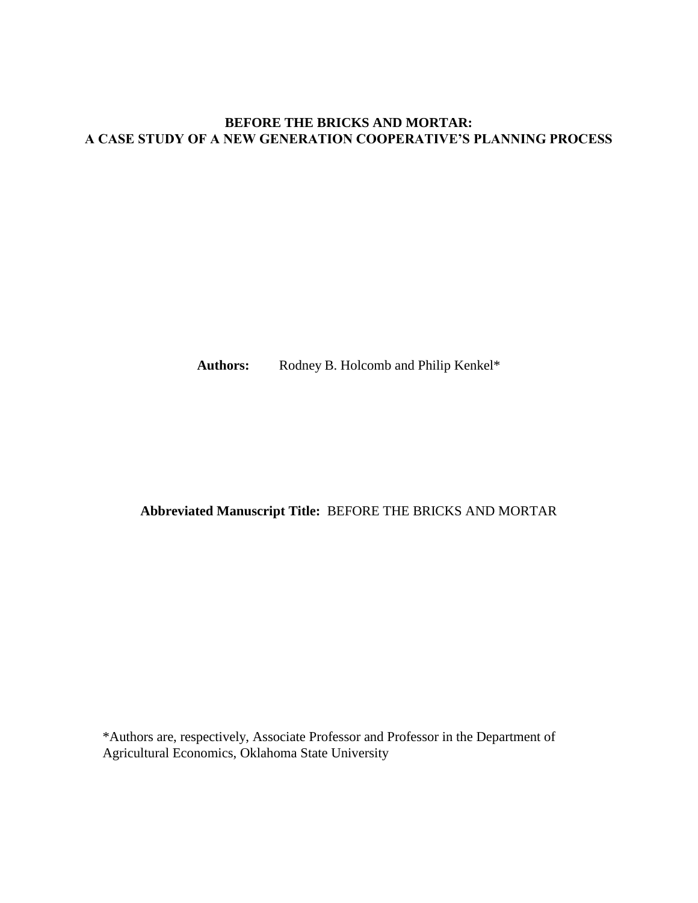# BEFORE THE BRICKS AND MORTAR:
# A CASE STUDY OF A NEW GENERATION COOPERATIVE'S PLANNING PROCESS

**Authors:** Rodney B. Holcomb and Philip Kenkel*

**Abbreviated Manuscript Title:** BEFORE THE BRICKS AND MORTAR

*Authors are, respectively, Associate Professor and Professor in the Department of Agricultural Economics, Oklahoma State University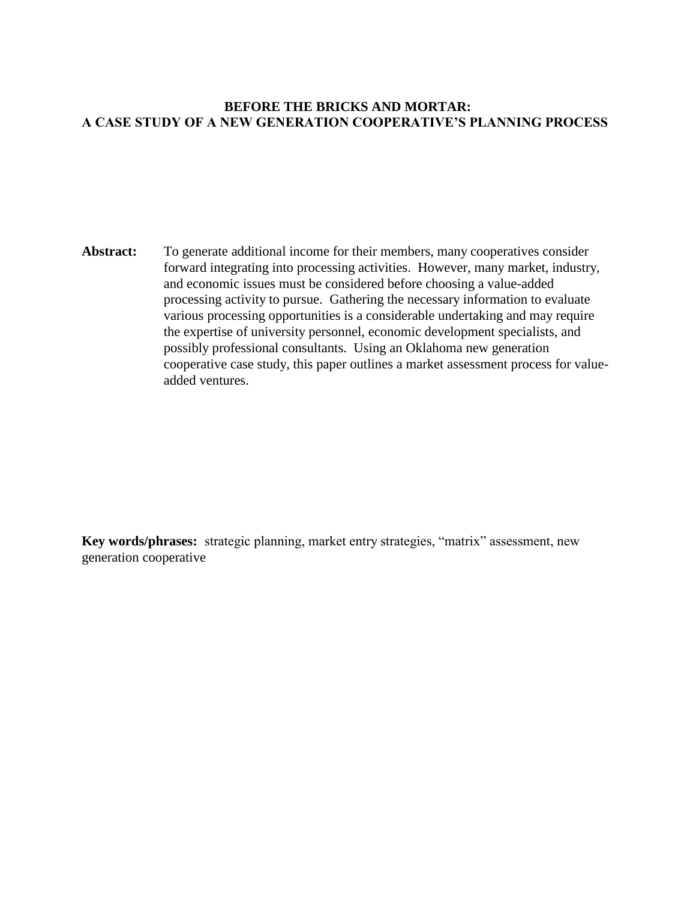# BEFORE THE BRICKS AND MORTAR: A CASE STUDY OF A NEW GENERATION COOPERATIVE'S PLANNING PROCESS

**Abstract:** To generate additional income for their members, many cooperatives consider forward integrating into processing activities. However, many market, industry, and economic issues must be considered before choosing a value-added processing activity to pursue. Gathering the necessary information to evaluate various processing opportunities is a considerable undertaking and may require the expertise of university personnel, economic development specialists, and possibly professional consultants. Using an Oklahoma new generation cooperative case study, this paper outlines a market assessment process for value-added ventures.

**Key words/phrases:** strategic planning, market entry strategies, "matrix" assessment, new generation cooperative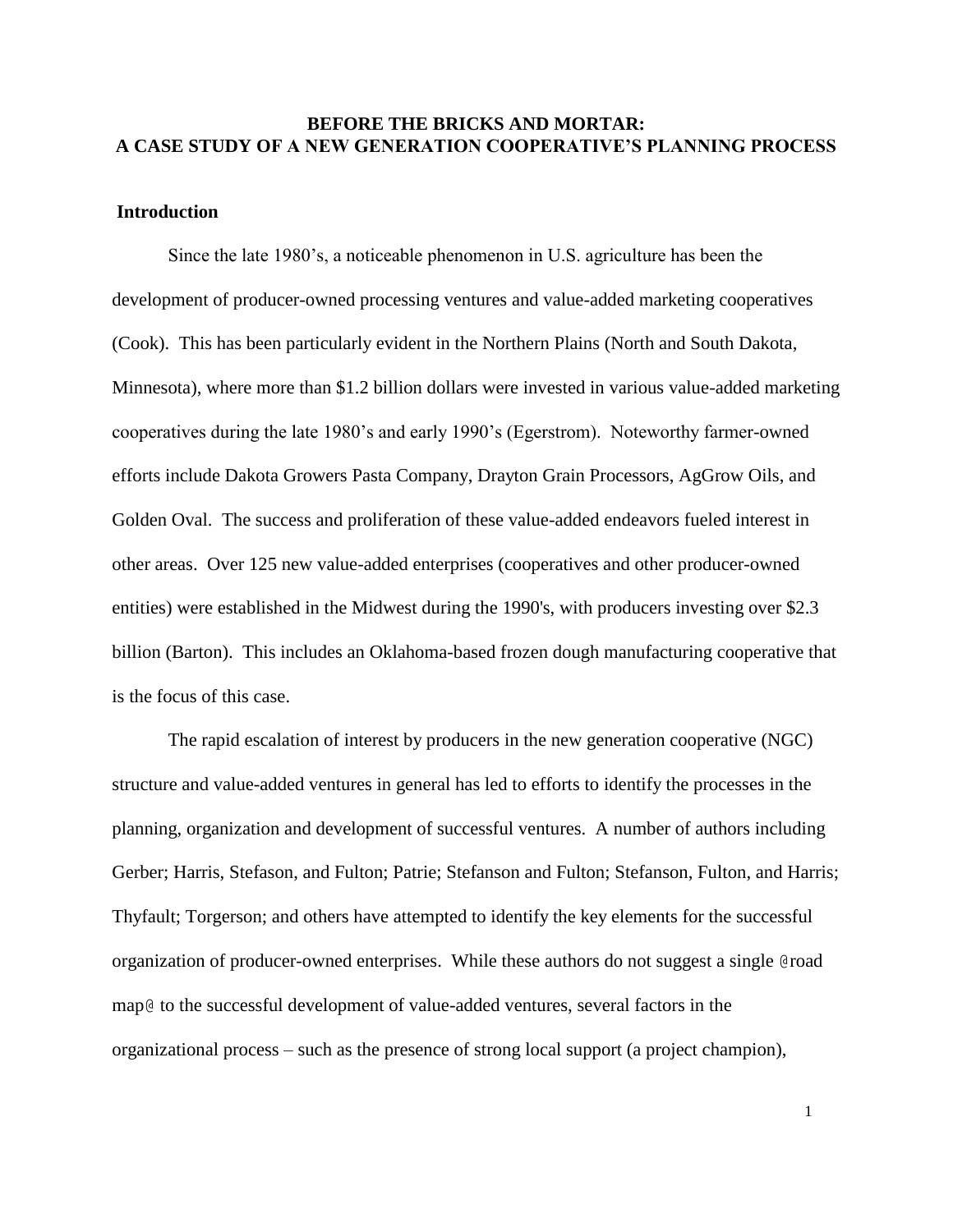# BEFORE THE BRICKS AND MORTAR:
# A CASE STUDY OF A NEW GENERATION COOPERATIVE'S PLANNING PROCESS

## Introduction

Since the late 1980's, a noticeable phenomenon in U.S. agriculture has been the development of producer-owned processing ventures and value-added marketing cooperatives (Cook). This has been particularly evident in the Northern Plains (North and South Dakota, Minnesota), where more than $1.2 billion dollars were invested in various value-added marketing cooperatives during the late 1980's and early 1990's (Egerstrom). Noteworthy farmer-owned efforts include Dakota Growers Pasta Company, Drayton Grain Processors, AgGrow Oils, and Golden Oval. The success and proliferation of these value-added endeavors fueled interest in other areas. Over 125 new value-added enterprises (cooperatives and other producer-owned entities) were established in the Midwest during the 1990's, with producers investing over $2.3 billion (Barton). This includes an Oklahoma-based frozen dough manufacturing cooperative that is the focus of this case.

The rapid escalation of interest by producers in the new generation cooperative (NGC) structure and value-added ventures in general has led to efforts to identify the processes in the planning, organization and development of successful ventures. A number of authors including Gerber; Harris, Stefason, and Fulton; Patrie; Stefanson and Fulton; Stefanson, Fulton, and Harris; Thyfault; Torgerson; and others have attempted to identify the key elements for the successful organization of producer-owned enterprises. While these authors do not suggest a single @road map@ to the successful development of value-added ventures, several factors in the organizational process – such as the presence of strong local support (a project champion),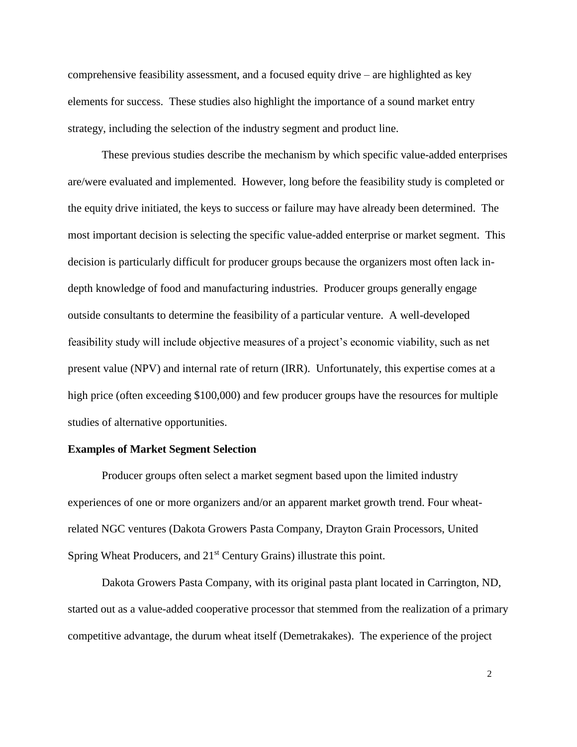comprehensive feasibility assessment, and a focused equity drive – are highlighted as key elements for success. These studies also highlight the importance of a sound market entry strategy, including the selection of the industry segment and product line.

These previous studies describe the mechanism by which specific value-added enterprises are/were evaluated and implemented. However, long before the feasibility study is completed or the equity drive initiated, the keys to success or failure may have already been determined. The most important decision is selecting the specific value-added enterprise or market segment. This decision is particularly difficult for producer groups because the organizers most often lack in-depth knowledge of food and manufacturing industries. Producer groups generally engage outside consultants to determine the feasibility of a particular venture. A well-developed feasibility study will include objective measures of a project's economic viability, such as net present value (NPV) and internal rate of return (IRR). Unfortunately, this expertise comes at a high price (often exceeding $100,000) and few producer groups have the resources for multiple studies of alternative opportunities.

**Examples of Market Segment Selection**

Producer groups often select a market segment based upon the limited industry experiences of one or more organizers and/or an apparent market growth trend. Four wheat-related NGC ventures (Dakota Growers Pasta Company, Drayton Grain Processors, United Spring Wheat Producers, and 21st Century Grains) illustrate this point.

Dakota Growers Pasta Company, with its original pasta plant located in Carrington, ND, started out as a value-added cooperative processor that stemmed from the realization of a primary competitive advantage, the durum wheat itself (Demetrakakes). The experience of the project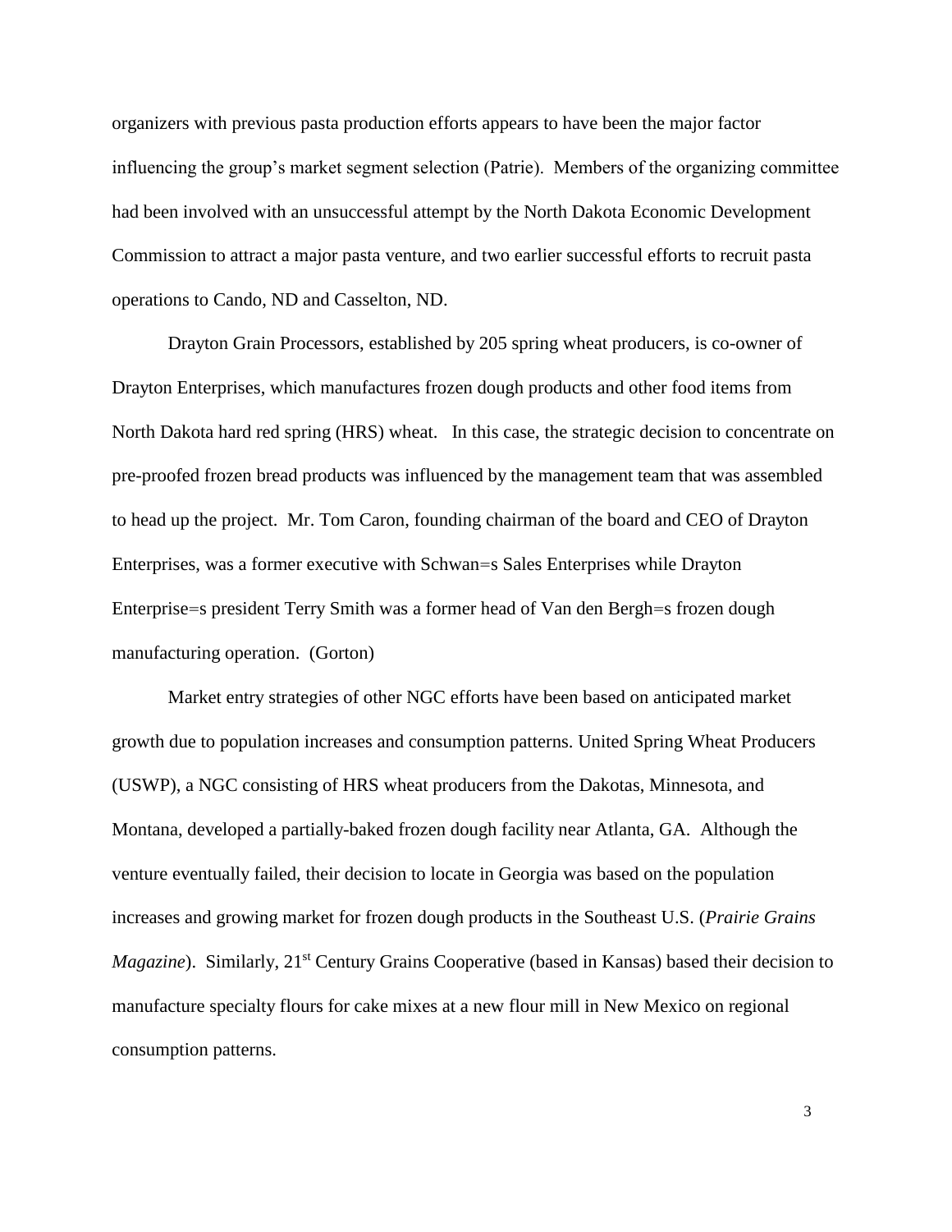organizers with previous pasta production efforts appears to have been the major factor influencing the group's market segment selection (Patrie). Members of the organizing committee had been involved with an unsuccessful attempt by the North Dakota Economic Development Commission to attract a major pasta venture, and two earlier successful efforts to recruit pasta operations to Cando, ND and Casselton, ND.

Drayton Grain Processors, established by 205 spring wheat producers, is co-owner of Drayton Enterprises, which manufactures frozen dough products and other food items from North Dakota hard red spring (HRS) wheat. In this case, the strategic decision to concentrate on pre-proofed frozen bread products was influenced by the management team that was assembled to head up the project. Mr. Tom Caron, founding chairman of the board and CEO of Drayton Enterprises, was a former executive with Schwan=s Sales Enterprises while Drayton Enterprise=s president Terry Smith was a former head of Van den Bergh=s frozen dough manufacturing operation. (Gorton)

Market entry strategies of other NGC efforts have been based on anticipated market growth due to population increases and consumption patterns. United Spring Wheat Producers (USWP), a NGC consisting of HRS wheat producers from the Dakotas, Minnesota, and Montana, developed a partially-baked frozen dough facility near Atlanta, GA. Although the venture eventually failed, their decision to locate in Georgia was based on the population increases and growing market for frozen dough products in the Southeast U.S. (*Prairie Grains Magazine*). Similarly, 21st Century Grains Cooperative (based in Kansas) based their decision to manufacture specialty flours for cake mixes at a new flour mill in New Mexico on regional consumption patterns.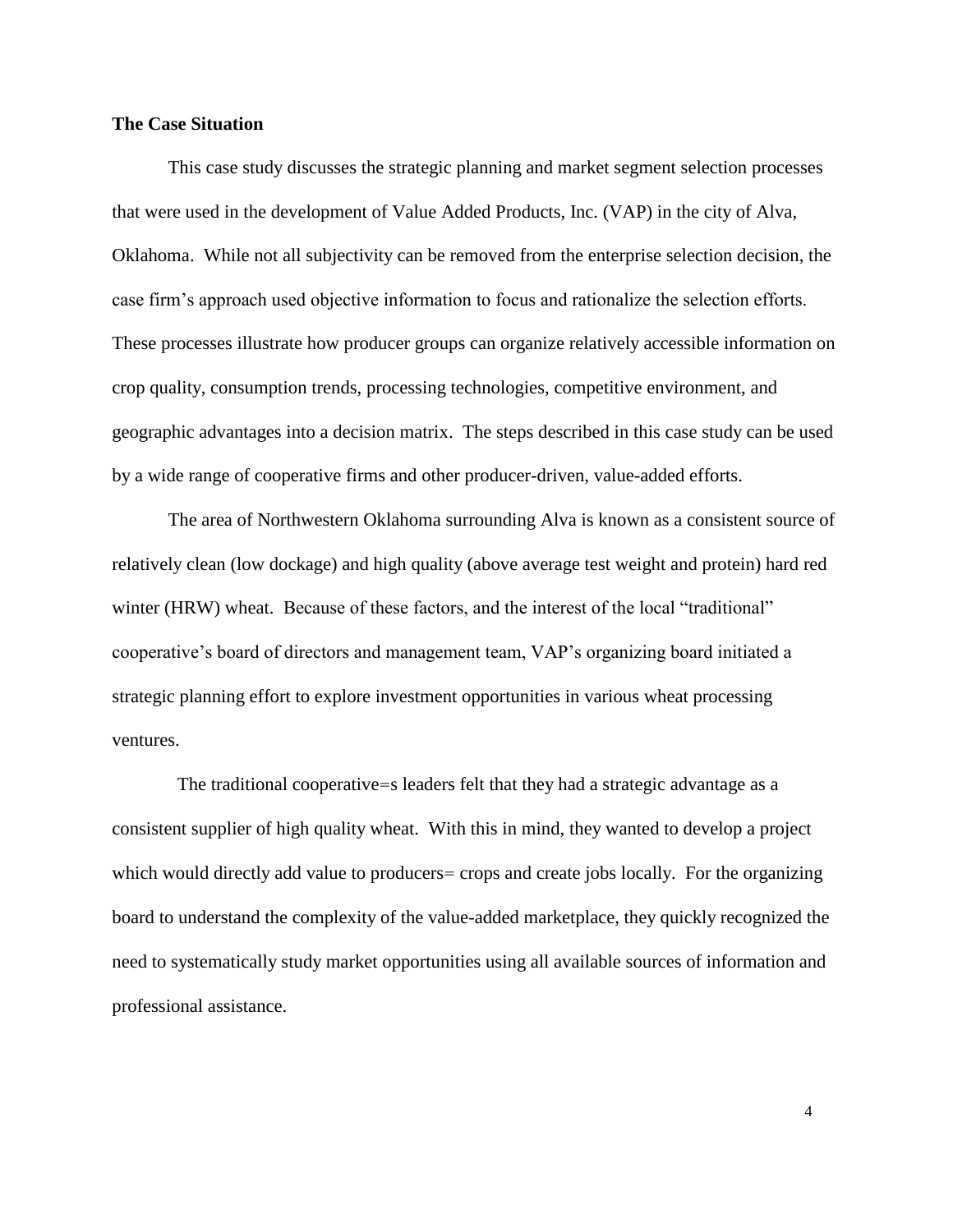**The Case Situation**

This case study discusses the strategic planning and market segment selection processes that were used in the development of Value Added Products, Inc. (VAP) in the city of Alva, Oklahoma. While not all subjectivity can be removed from the enterprise selection decision, the case firm's approach used objective information to focus and rationalize the selection efforts. These processes illustrate how producer groups can organize relatively accessible information on crop quality, consumption trends, processing technologies, competitive environment, and geographic advantages into a decision matrix. The steps described in this case study can be used by a wide range of cooperative firms and other producer-driven, value-added efforts.

The area of Northwestern Oklahoma surrounding Alva is known as a consistent source of relatively clean (low dockage) and high quality (above average test weight and protein) hard red winter (HRW) wheat. Because of these factors, and the interest of the local "traditional" cooperative's board of directors and management team, VAP's organizing board initiated a strategic planning effort to explore investment opportunities in various wheat processing ventures.

The traditional cooperative=s leaders felt that they had a strategic advantage as a consistent supplier of high quality wheat. With this in mind, they wanted to develop a project which would directly add value to producers= crops and create jobs locally. For the organizing board to understand the complexity of the value-added marketplace, they quickly recognized the need to systematically study market opportunities using all available sources of information and professional assistance.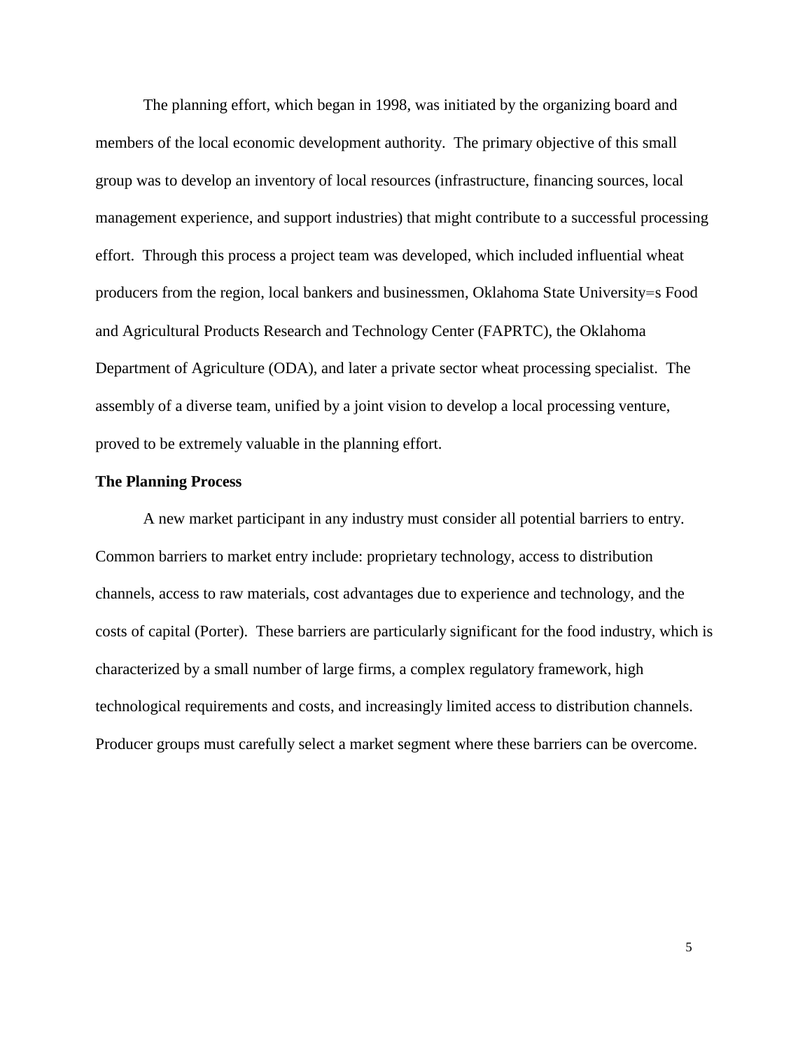The planning effort, which began in 1998, was initiated by the organizing board and members of the local economic development authority. The primary objective of this small group was to develop an inventory of local resources (infrastructure, financing sources, local management experience, and support industries) that might contribute to a successful processing effort. Through this process a project team was developed, which included influential wheat producers from the region, local bankers and businessmen, Oklahoma State University=s Food and Agricultural Products Research and Technology Center (FAPRTC), the Oklahoma Department of Agriculture (ODA), and later a private sector wheat processing specialist. The assembly of a diverse team, unified by a joint vision to develop a local processing venture, proved to be extremely valuable in the planning effort.

**The Planning Process**

A new market participant in any industry must consider all potential barriers to entry. Common barriers to market entry include: proprietary technology, access to distribution channels, access to raw materials, cost advantages due to experience and technology, and the costs of capital (Porter). These barriers are particularly significant for the food industry, which is characterized by a small number of large firms, a complex regulatory framework, high technological requirements and costs, and increasingly limited access to distribution channels. Producer groups must carefully select a market segment where these barriers can be overcome.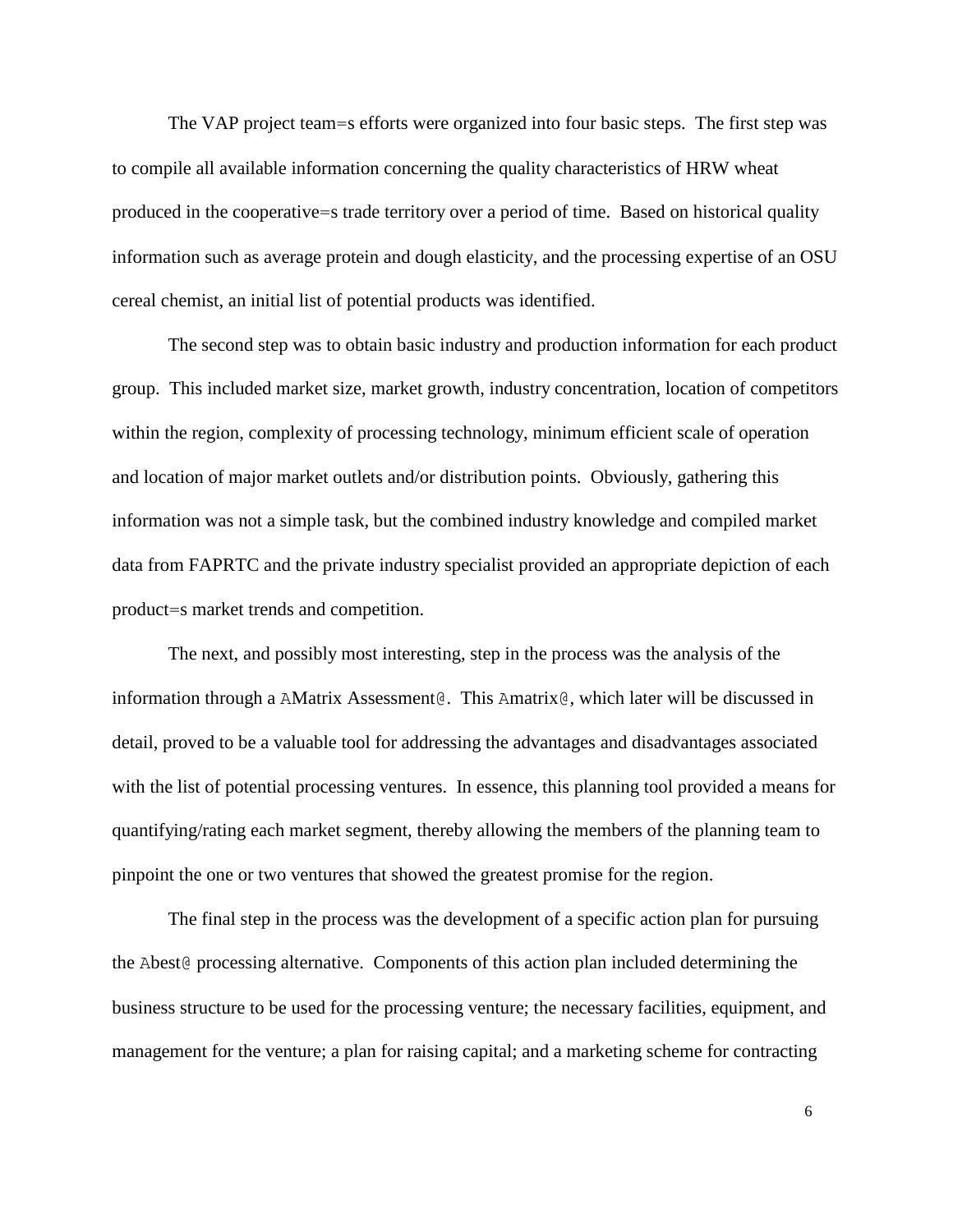The VAP project team=s efforts were organized into four basic steps. The first step was to compile all available information concerning the quality characteristics of HRW wheat produced in the cooperative=s trade territory over a period of time. Based on historical quality information such as average protein and dough elasticity, and the processing expertise of an OSU cereal chemist, an initial list of potential products was identified.

The second step was to obtain basic industry and production information for each product group. This included market size, market growth, industry concentration, location of competitors within the region, complexity of processing technology, minimum efficient scale of operation and location of major market outlets and/or distribution points. Obviously, gathering this information was not a simple task, but the combined industry knowledge and compiled market data from FAPRTC and the private industry specialist provided an appropriate depiction of each product=s market trends and competition.

The next, and possibly most interesting, step in the process was the analysis of the information through a AMatrix Assessment@. This Amatrix@, which later will be discussed in detail, proved to be a valuable tool for addressing the advantages and disadvantages associated with the list of potential processing ventures. In essence, this planning tool provided a means for quantifying/rating each market segment, thereby allowing the members of the planning team to pinpoint the one or two ventures that showed the greatest promise for the region.

The final step in the process was the development of a specific action plan for pursuing the Abest@ processing alternative. Components of this action plan included determining the business structure to be used for the processing venture; the necessary facilities, equipment, and management for the venture; a plan for raising capital; and a marketing scheme for contracting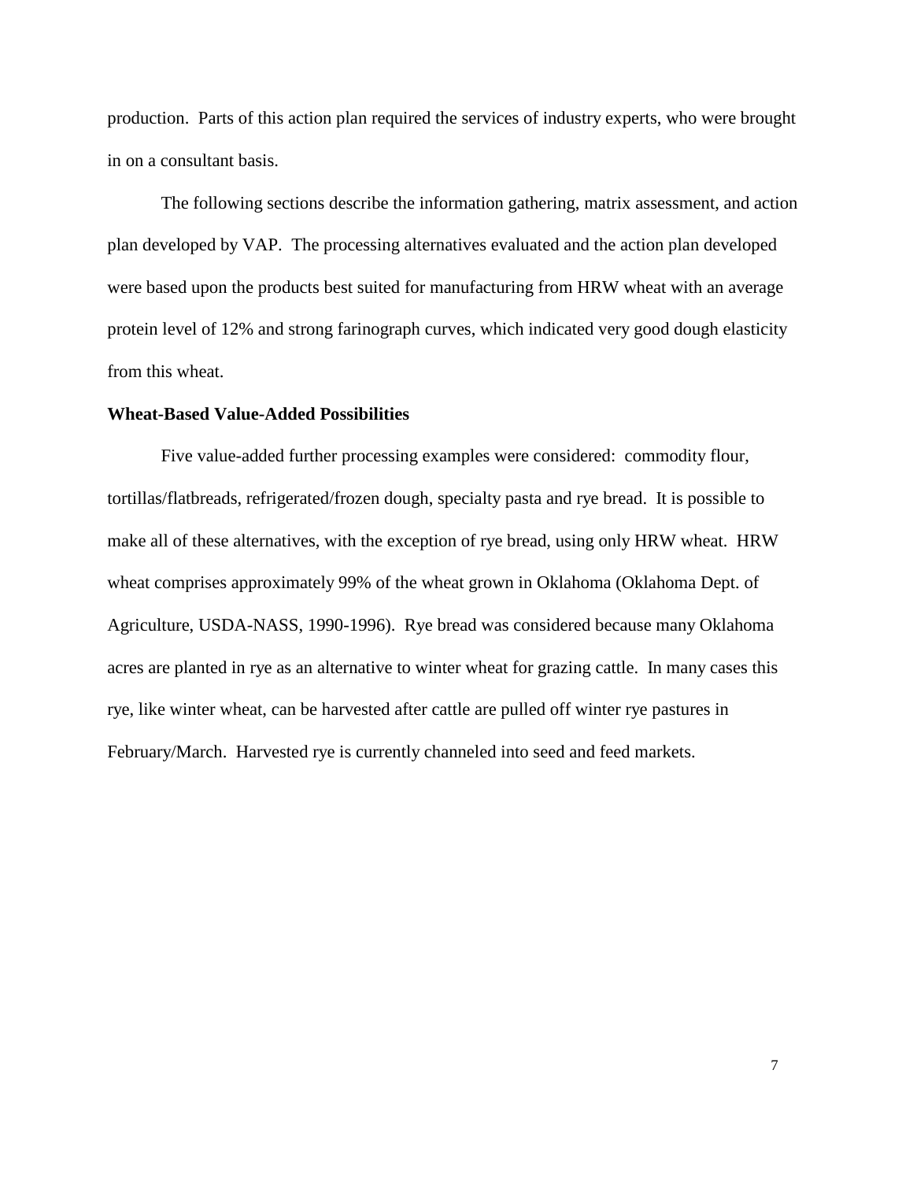production. Parts of this action plan required the services of industry experts, who were brought in on a consultant basis.

The following sections describe the information gathering, matrix assessment, and action plan developed by VAP. The processing alternatives evaluated and the action plan developed were based upon the products best suited for manufacturing from HRW wheat with an average protein level of 12% and strong farinograph curves, which indicated very good dough elasticity from this wheat.

**Wheat-Based Value-Added Possibilities**

Five value-added further processing examples were considered: commodity flour, tortillas/flatbreads, refrigerated/frozen dough, specialty pasta and rye bread. It is possible to make all of these alternatives, with the exception of rye bread, using only HRW wheat. HRW wheat comprises approximately 99% of the wheat grown in Oklahoma (Oklahoma Dept. of Agriculture, USDA-NASS, 1990-1996). Rye bread was considered because many Oklahoma acres are planted in rye as an alternative to winter wheat for grazing cattle. In many cases this rye, like winter wheat, can be harvested after cattle are pulled off winter rye pastures in February/March. Harvested rye is currently channeled into seed and feed markets.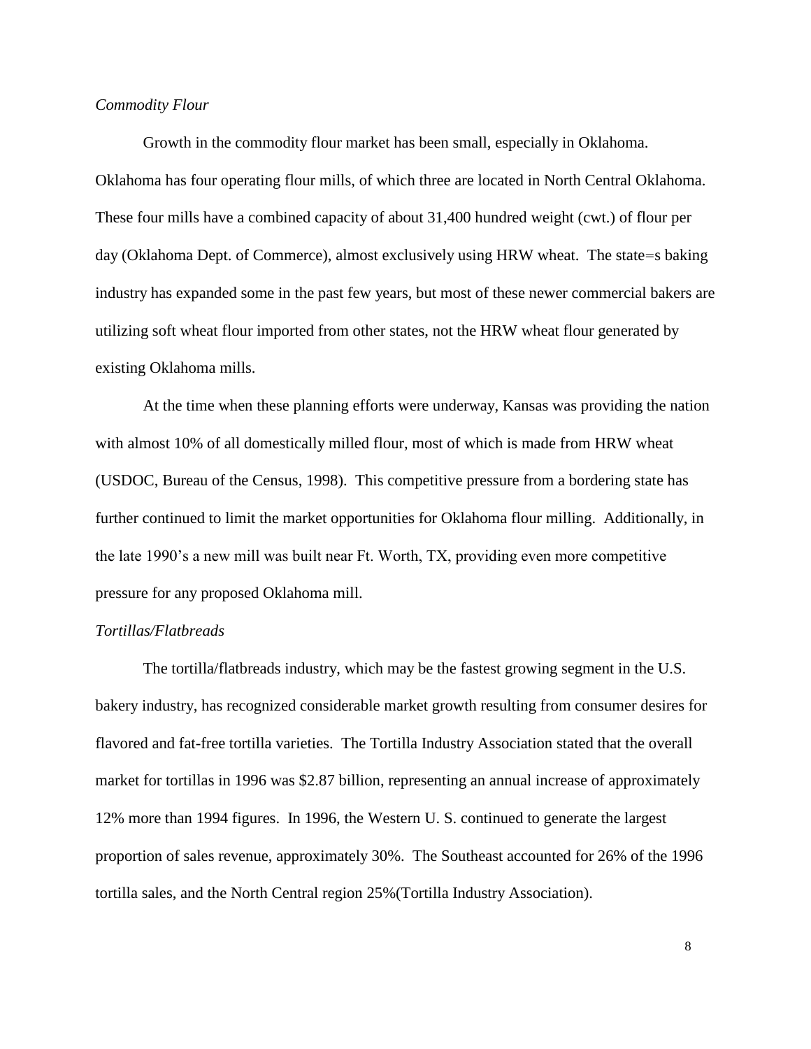*Commodity Flour*

Growth in the commodity flour market has been small, especially in Oklahoma. Oklahoma has four operating flour mills, of which three are located in North Central Oklahoma. These four mills have a combined capacity of about 31,400 hundred weight (cwt.) of flour per day (Oklahoma Dept. of Commerce), almost exclusively using HRW wheat. The state=s baking industry has expanded some in the past few years, but most of these newer commercial bakers are utilizing soft wheat flour imported from other states, not the HRW wheat flour generated by existing Oklahoma mills.

At the time when these planning efforts were underway, Kansas was providing the nation with almost 10% of all domestically milled flour, most of which is made from HRW wheat (USDOC, Bureau of the Census, 1998). This competitive pressure from a bordering state has further continued to limit the market opportunities for Oklahoma flour milling. Additionally, in the late 1990's a new mill was built near Ft. Worth, TX, providing even more competitive pressure for any proposed Oklahoma mill.

*Tortillas/Flatbreads*

The tortilla/flatbreads industry, which may be the fastest growing segment in the U.S. bakery industry, has recognized considerable market growth resulting from consumer desires for flavored and fat-free tortilla varieties. The Tortilla Industry Association stated that the overall market for tortillas in 1996 was $2.87 billion, representing an annual increase of approximately 12% more than 1994 figures. In 1996, the Western U. S. continued to generate the largest proportion of sales revenue, approximately 30%. The Southeast accounted for 26% of the 1996 tortilla sales, and the North Central region 25%(Tortilla Industry Association).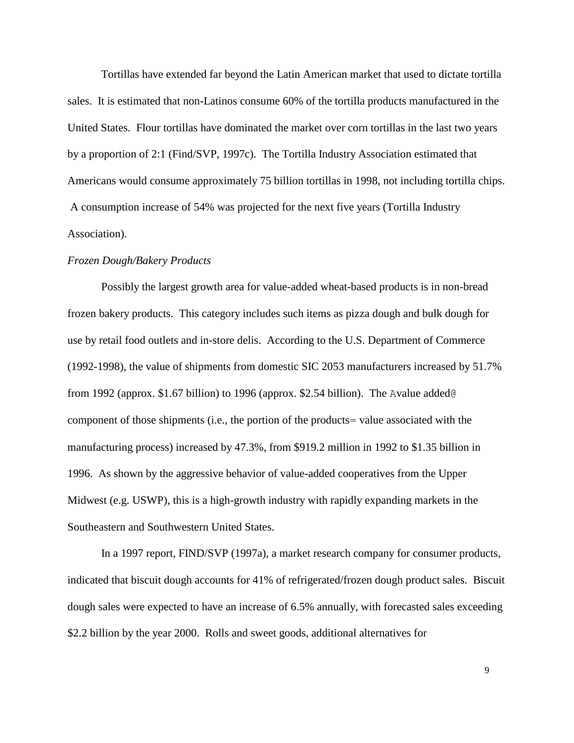Tortillas have extended far beyond the Latin American market that used to dictate tortilla sales. It is estimated that non-Latinos consume 60% of the tortilla products manufactured in the United States. Flour tortillas have dominated the market over corn tortillas in the last two years by a proportion of 2:1 (Find/SVP, 1997c). The Tortilla Industry Association estimated that Americans would consume approximately 75 billion tortillas in 1998, not including tortilla chips. A consumption increase of 54% was projected for the next five years (Tortilla Industry Association).

*Frozen Dough/Bakery Products*

Possibly the largest growth area for value-added wheat-based products is in non-bread frozen bakery products. This category includes such items as pizza dough and bulk dough for use by retail food outlets and in-store delis. According to the U.S. Department of Commerce (1992-1998), the value of shipments from domestic SIC 2053 manufacturers increased by 51.7% from 1992 (approx. $1.67 billion) to 1996 (approx. $2.54 billion). The Avalue added@ component of those shipments (i.e., the portion of the products= value associated with the manufacturing process) increased by 47.3%, from $919.2 million in 1992 to $1.35 billion in 1996. As shown by the aggressive behavior of value-added cooperatives from the Upper Midwest (e.g. USWP), this is a high-growth industry with rapidly expanding markets in the Southeastern and Southwestern United States.

In a 1997 report, FIND/SVP (1997a), a market research company for consumer products, indicated that biscuit dough accounts for 41% of refrigerated/frozen dough product sales. Biscuit dough sales were expected to have an increase of 6.5% annually, with forecasted sales exceeding $2.2 billion by the year 2000. Rolls and sweet goods, additional alternatives for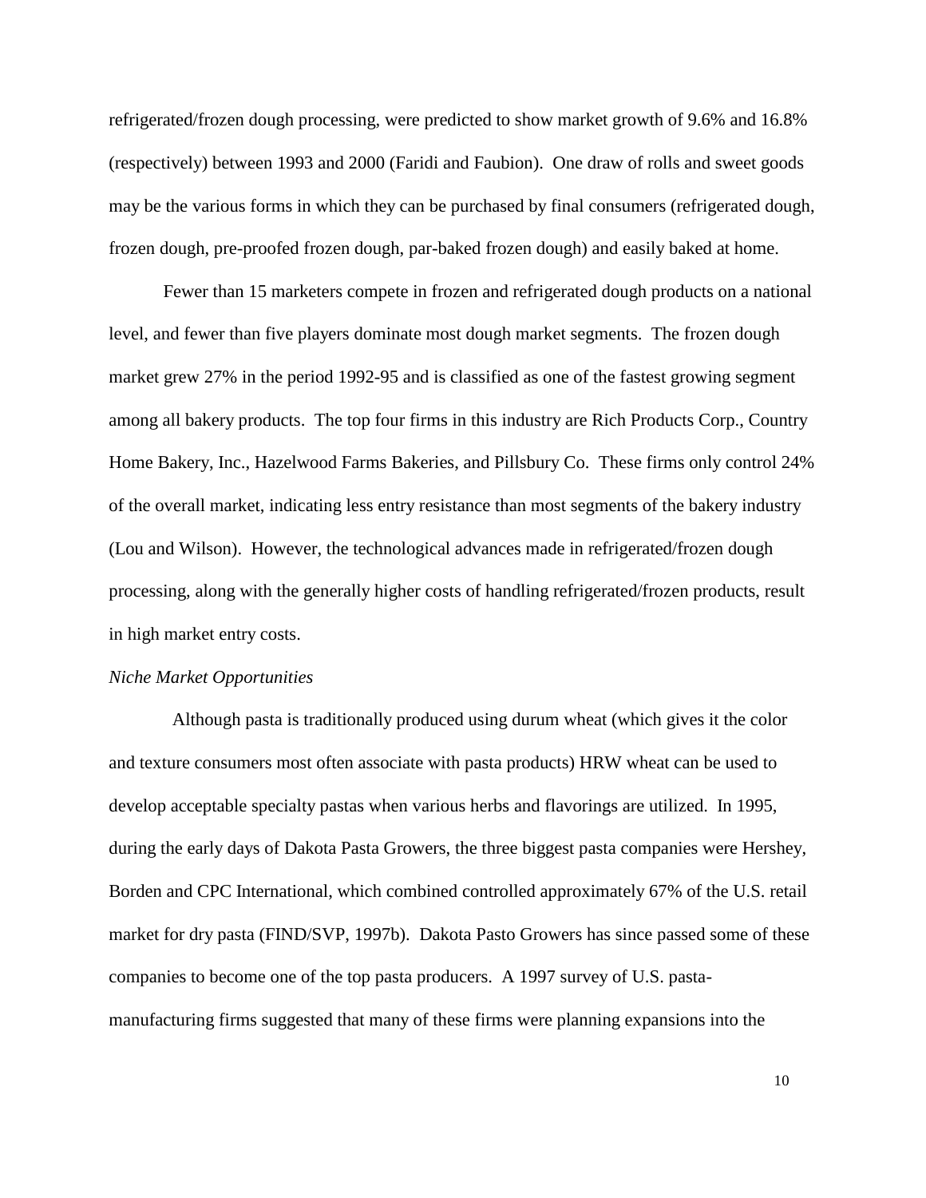refrigerated/frozen dough processing, were predicted to show market growth of 9.6% and 16.8% (respectively) between 1993 and 2000 (Faridi and Faubion). One draw of rolls and sweet goods may be the various forms in which they can be purchased by final consumers (refrigerated dough, frozen dough, pre-proofed frozen dough, par-baked frozen dough) and easily baked at home.

Fewer than 15 marketers compete in frozen and refrigerated dough products on a national level, and fewer than five players dominate most dough market segments. The frozen dough market grew 27% in the period 1992-95 and is classified as one of the fastest growing segment among all bakery products. The top four firms in this industry are Rich Products Corp., Country Home Bakery, Inc., Hazelwood Farms Bakeries, and Pillsbury Co. These firms only control 24% of the overall market, indicating less entry resistance than most segments of the bakery industry (Lou and Wilson). However, the technological advances made in refrigerated/frozen dough processing, along with the generally higher costs of handling refrigerated/frozen products, result in high market entry costs.

*Niche Market Opportunities*

Although pasta is traditionally produced using durum wheat (which gives it the color and texture consumers most often associate with pasta products) HRW wheat can be used to develop acceptable specialty pastas when various herbs and flavorings are utilized. In 1995, during the early days of Dakota Pasta Growers, the three biggest pasta companies were Hershey, Borden and CPC International, which combined controlled approximately 67% of the U.S. retail market for dry pasta (FIND/SVP, 1997b). Dakota Pasto Growers has since passed some of these companies to become one of the top pasta producers. A 1997 survey of U.S. pasta-manufacturing firms suggested that many of these firms were planning expansions into the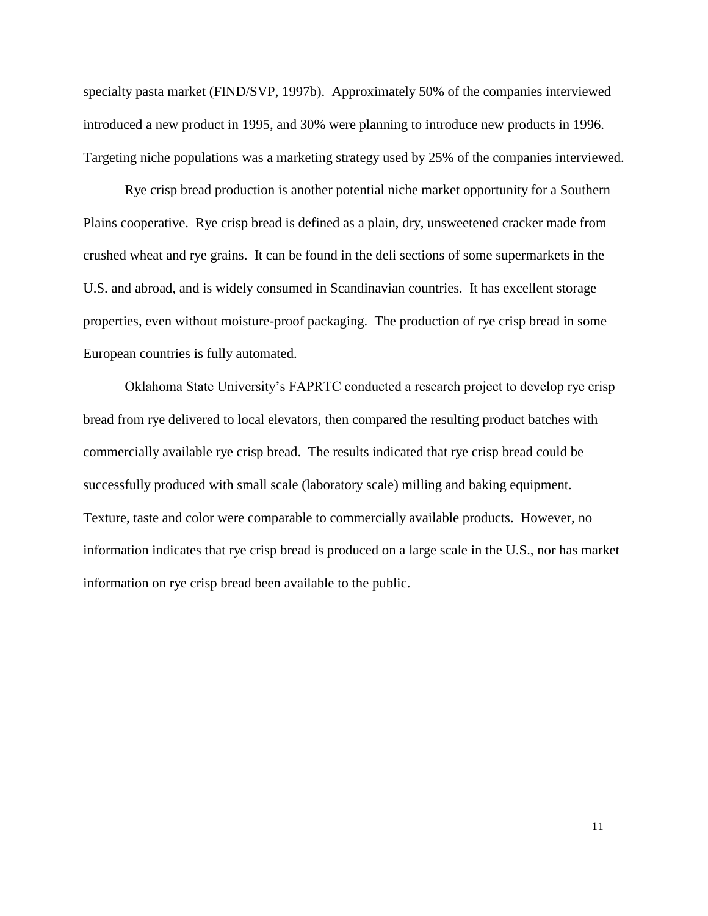specialty pasta market (FIND/SVP, 1997b). Approximately 50% of the companies interviewed introduced a new product in 1995, and 30% were planning to introduce new products in 1996. Targeting niche populations was a marketing strategy used by 25% of the companies interviewed.

Rye crisp bread production is another potential niche market opportunity for a Southern Plains cooperative. Rye crisp bread is defined as a plain, dry, unsweetened cracker made from crushed wheat and rye grains. It can be found in the deli sections of some supermarkets in the U.S. and abroad, and is widely consumed in Scandinavian countries. It has excellent storage properties, even without moisture-proof packaging. The production of rye crisp bread in some European countries is fully automated.

Oklahoma State University's FAPRTC conducted a research project to develop rye crisp bread from rye delivered to local elevators, then compared the resulting product batches with commercially available rye crisp bread. The results indicated that rye crisp bread could be successfully produced with small scale (laboratory scale) milling and baking equipment. Texture, taste and color were comparable to commercially available products. However, no information indicates that rye crisp bread is produced on a large scale in the U.S., nor has market information on rye crisp bread been available to the public.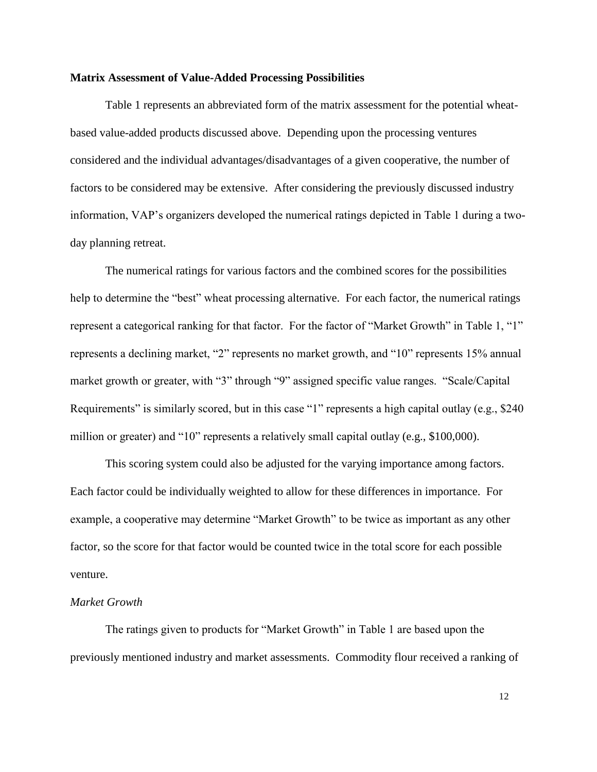**Matrix Assessment of Value-Added Processing Possibilities**

Table 1 represents an abbreviated form of the matrix assessment for the potential wheat-based value-added products discussed above. Depending upon the processing ventures considered and the individual advantages/disadvantages of a given cooperative, the number of factors to be considered may be extensive. After considering the previously discussed industry information, VAP's organizers developed the numerical ratings depicted in Table 1 during a two-day planning retreat.

The numerical ratings for various factors and the combined scores for the possibilities help to determine the "best" wheat processing alternative. For each factor, the numerical ratings represent a categorical ranking for that factor. For the factor of "Market Growth" in Table 1, "1" represents a declining market, "2" represents no market growth, and "10" represents 15% annual market growth or greater, with "3" through "9" assigned specific value ranges. "Scale/Capital Requirements" is similarly scored, but in this case "1" represents a high capital outlay (e.g., $240 million or greater) and "10" represents a relatively small capital outlay (e.g., $100,000).

This scoring system could also be adjusted for the varying importance among factors. Each factor could be individually weighted to allow for these differences in importance. For example, a cooperative may determine "Market Growth" to be twice as important as any other factor, so the score for that factor would be counted twice in the total score for each possible venture.

*Market Growth*

The ratings given to products for "Market Growth" in Table 1 are based upon the previously mentioned industry and market assessments. Commodity flour received a ranking of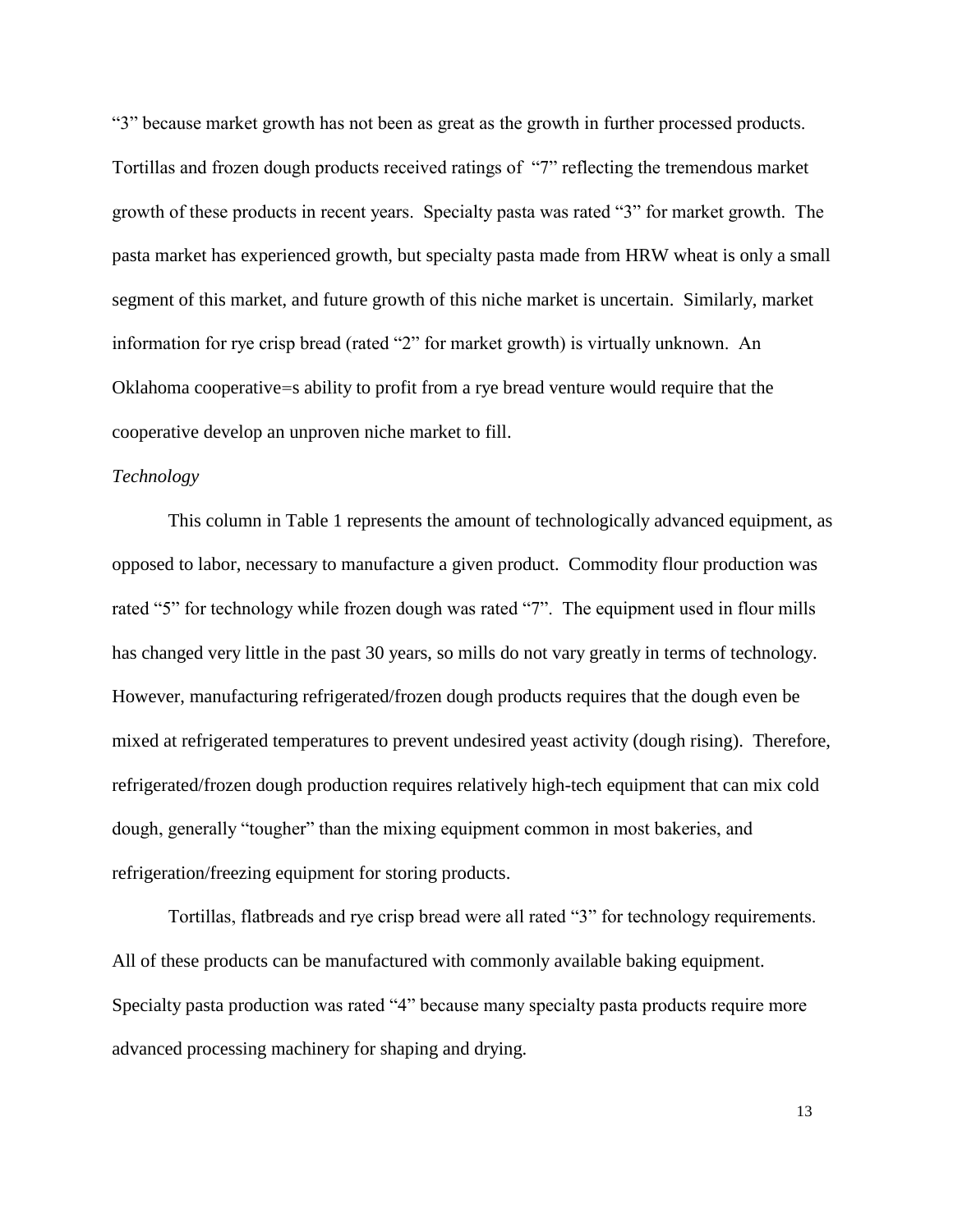"3" because market growth has not been as great as the growth in further processed products. Tortillas and frozen dough products received ratings of "7" reflecting the tremendous market growth of these products in recent years. Specialty pasta was rated "3" for market growth. The pasta market has experienced growth, but specialty pasta made from HRW wheat is only a small segment of this market, and future growth of this niche market is uncertain. Similarly, market information for rye crisp bread (rated "2" for market growth) is virtually unknown. An Oklahoma cooperative=s ability to profit from a rye bread venture would require that the cooperative develop an unproven niche market to fill.

*Technology*

This column in Table 1 represents the amount of technologically advanced equipment, as opposed to labor, necessary to manufacture a given product. Commodity flour production was rated "5" for technology while frozen dough was rated "7". The equipment used in flour mills has changed very little in the past 30 years, so mills do not vary greatly in terms of technology. However, manufacturing refrigerated/frozen dough products requires that the dough even be mixed at refrigerated temperatures to prevent undesired yeast activity (dough rising). Therefore, refrigerated/frozen dough production requires relatively high-tech equipment that can mix cold dough, generally "tougher" than the mixing equipment common in most bakeries, and refrigeration/freezing equipment for storing products.

Tortillas, flatbreads and rye crisp bread were all rated "3" for technology requirements. All of these products can be manufactured with commonly available baking equipment. Specialty pasta production was rated "4" because many specialty pasta products require more advanced processing machinery for shaping and drying.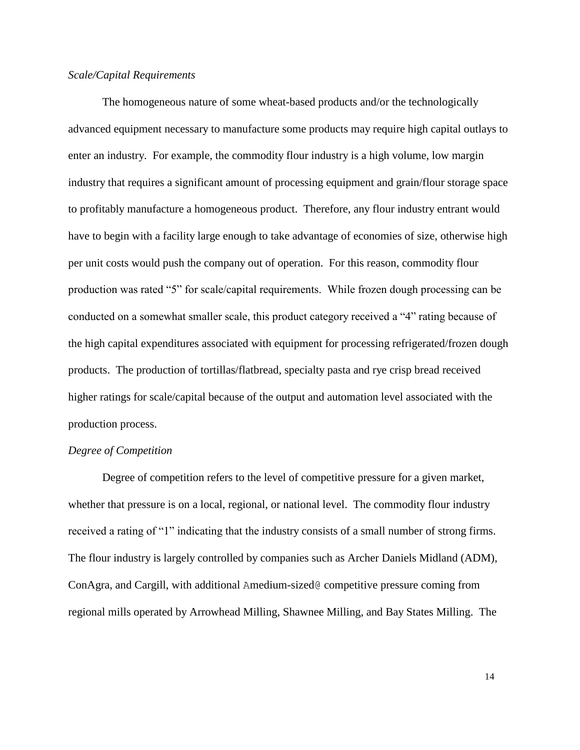*Scale/Capital Requirements*

The homogeneous nature of some wheat-based products and/or the technologically advanced equipment necessary to manufacture some products may require high capital outlays to enter an industry. For example, the commodity flour industry is a high volume, low margin industry that requires a significant amount of processing equipment and grain/flour storage space to profitably manufacture a homogeneous product. Therefore, any flour industry entrant would have to begin with a facility large enough to take advantage of economies of size, otherwise high per unit costs would push the company out of operation. For this reason, commodity flour production was rated "5" for scale/capital requirements. While frozen dough processing can be conducted on a somewhat smaller scale, this product category received a "4" rating because of the high capital expenditures associated with equipment for processing refrigerated/frozen dough products. The production of tortillas/flatbread, specialty pasta and rye crisp bread received higher ratings for scale/capital because of the output and automation level associated with the production process.

*Degree of Competition*

Degree of competition refers to the level of competitive pressure for a given market, whether that pressure is on a local, regional, or national level. The commodity flour industry received a rating of "1" indicating that the industry consists of a small number of strong firms. The flour industry is largely controlled by companies such as Archer Daniels Midland (ADM), ConAgra, and Cargill, with additional Amedium-sized@ competitive pressure coming from regional mills operated by Arrowhead Milling, Shawnee Milling, and Bay States Milling. The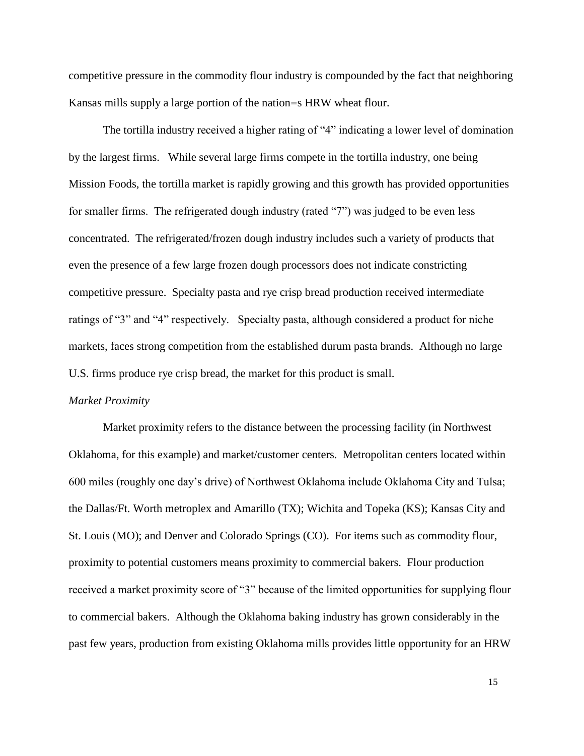competitive pressure in the commodity flour industry is compounded by the fact that neighboring Kansas mills supply a large portion of the nation=s HRW wheat flour.

The tortilla industry received a higher rating of "4" indicating a lower level of domination by the largest firms. While several large firms compete in the tortilla industry, one being Mission Foods, the tortilla market is rapidly growing and this growth has provided opportunities for smaller firms. The refrigerated dough industry (rated "7") was judged to be even less concentrated. The refrigerated/frozen dough industry includes such a variety of products that even the presence of a few large frozen dough processors does not indicate constricting competitive pressure. Specialty pasta and rye crisp bread production received intermediate ratings of "3" and "4" respectively. Specialty pasta, although considered a product for niche markets, faces strong competition from the established durum pasta brands. Although no large U.S. firms produce rye crisp bread, the market for this product is small.

*Market Proximity*

Market proximity refers to the distance between the processing facility (in Northwest Oklahoma, for this example) and market/customer centers. Metropolitan centers located within 600 miles (roughly one day's drive) of Northwest Oklahoma include Oklahoma City and Tulsa; the Dallas/Ft. Worth metroplex and Amarillo (TX); Wichita and Topeka (KS); Kansas City and St. Louis (MO); and Denver and Colorado Springs (CO). For items such as commodity flour, proximity to potential customers means proximity to commercial bakers. Flour production received a market proximity score of "3" because of the limited opportunities for supplying flour to commercial bakers. Although the Oklahoma baking industry has grown considerably in the past few years, production from existing Oklahoma mills provides little opportunity for an HRW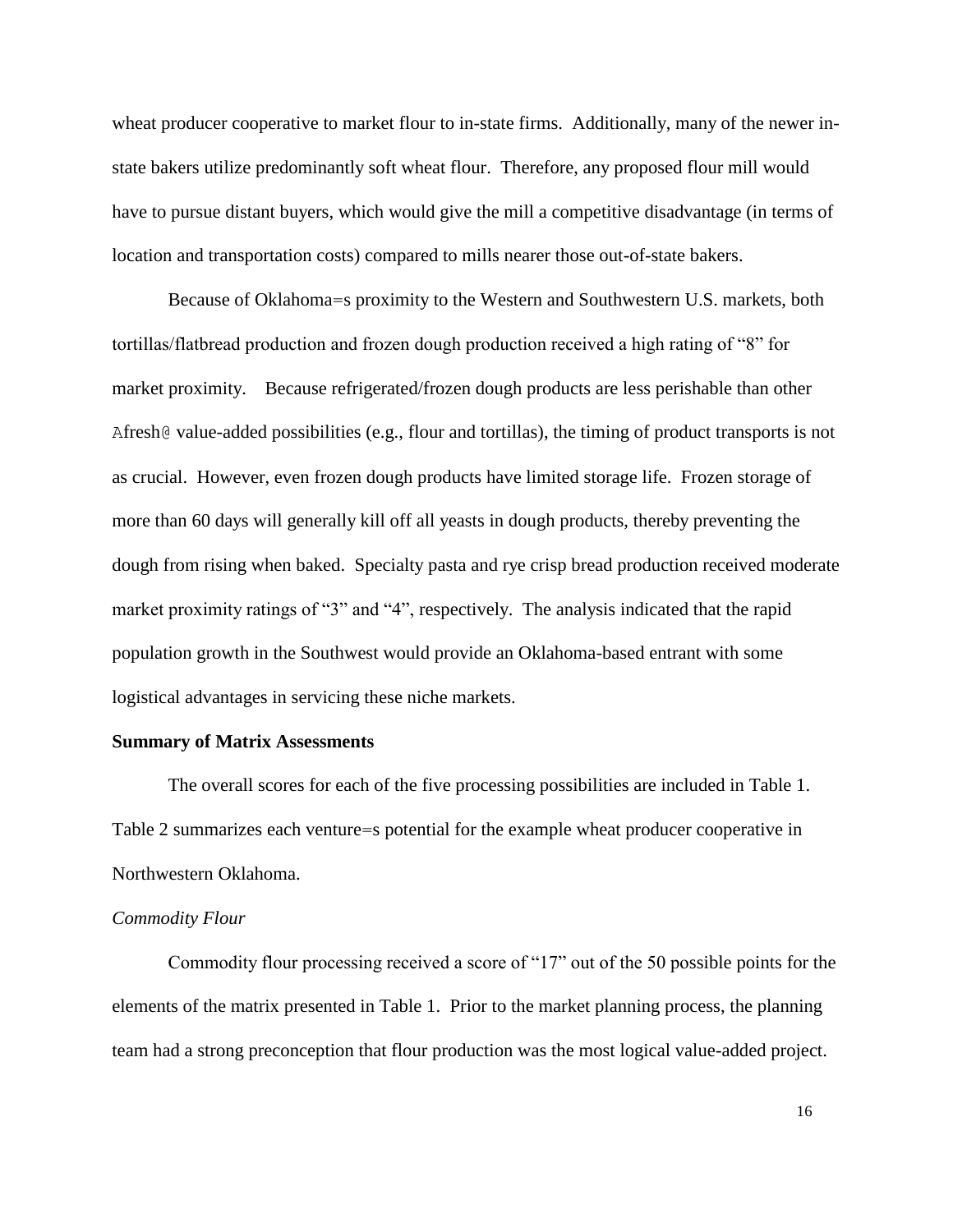wheat producer cooperative to market flour to in-state firms. Additionally, many of the newer in-state bakers utilize predominantly soft wheat flour. Therefore, any proposed flour mill would have to pursue distant buyers, which would give the mill a competitive disadvantage (in terms of location and transportation costs) compared to mills nearer those out-of-state bakers.

Because of Oklahoma=s proximity to the Western and Southwestern U.S. markets, both tortillas/flatbread production and frozen dough production received a high rating of "8" for market proximity. Because refrigerated/frozen dough products are less perishable than other Afresh@ value-added possibilities (e.g., flour and tortillas), the timing of product transports is not as crucial. However, even frozen dough products have limited storage life. Frozen storage of more than 60 days will generally kill off all yeasts in dough products, thereby preventing the dough from rising when baked. Specialty pasta and rye crisp bread production received moderate market proximity ratings of "3" and "4", respectively. The analysis indicated that the rapid population growth in the Southwest would provide an Oklahoma-based entrant with some logistical advantages in servicing these niche markets.

**Summary of Matrix Assessments**

The overall scores for each of the five processing possibilities are included in Table 1. Table 2 summarizes each venture=s potential for the example wheat producer cooperative in Northwestern Oklahoma.

*Commodity Flour*

Commodity flour processing received a score of "17" out of the 50 possible points for the elements of the matrix presented in Table 1. Prior to the market planning process, the planning team had a strong preconception that flour production was the most logical value-added project.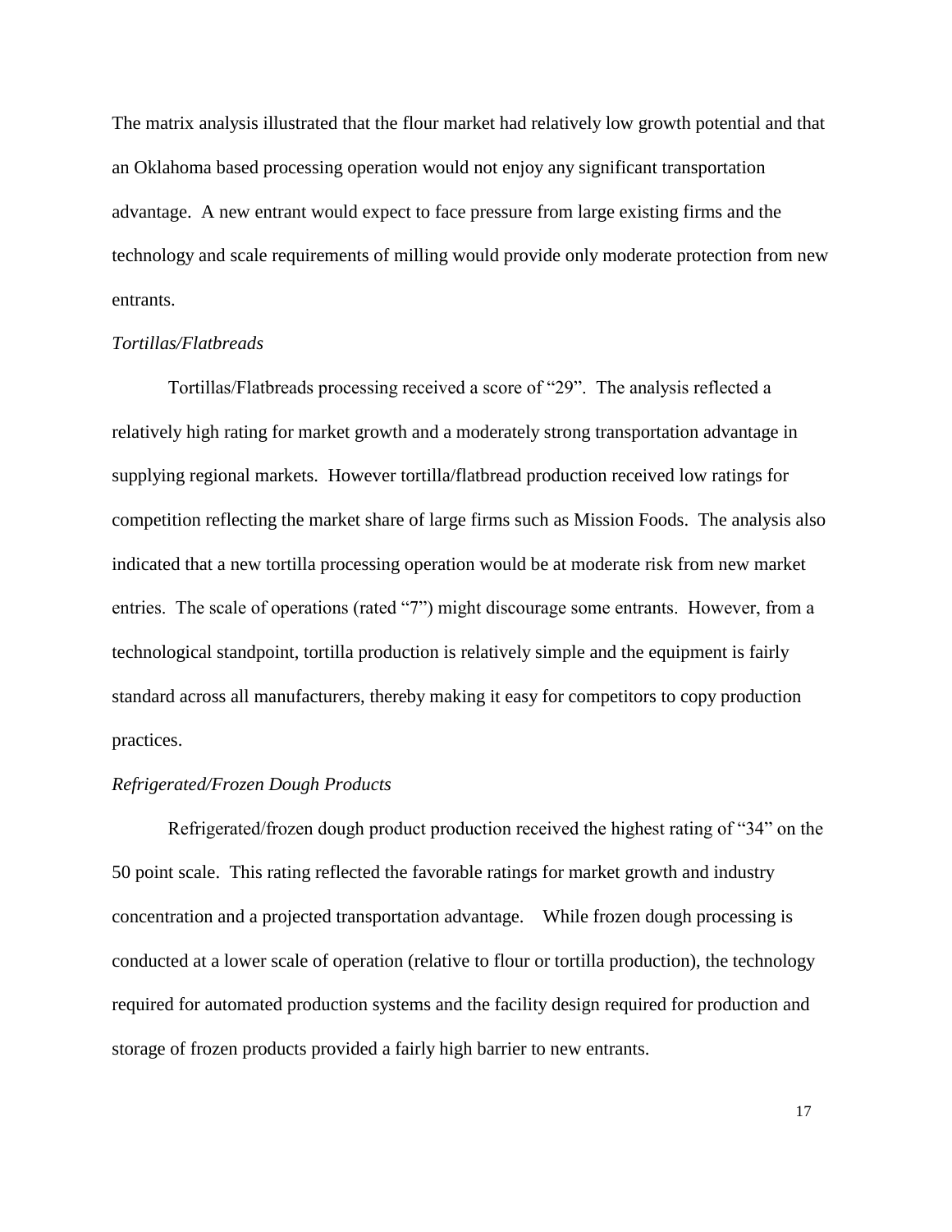The matrix analysis illustrated that the flour market had relatively low growth potential and that an Oklahoma based processing operation would not enjoy any significant transportation advantage. A new entrant would expect to face pressure from large existing firms and the technology and scale requirements of milling would provide only moderate protection from new entrants.

*Tortillas/Flatbreads*

Tortillas/Flatbreads processing received a score of "29". The analysis reflected a relatively high rating for market growth and a moderately strong transportation advantage in supplying regional markets. However tortilla/flatbread production received low ratings for competition reflecting the market share of large firms such as Mission Foods. The analysis also indicated that a new tortilla processing operation would be at moderate risk from new market entries. The scale of operations (rated "7") might discourage some entrants. However, from a technological standpoint, tortilla production is relatively simple and the equipment is fairly standard across all manufacturers, thereby making it easy for competitors to copy production practices.

*Refrigerated/Frozen Dough Products*

Refrigerated/frozen dough product production received the highest rating of "34" on the 50 point scale. This rating reflected the favorable ratings for market growth and industry concentration and a projected transportation advantage. While frozen dough processing is conducted at a lower scale of operation (relative to flour or tortilla production), the technology required for automated production systems and the facility design required for production and storage of frozen products provided a fairly high barrier to new entrants.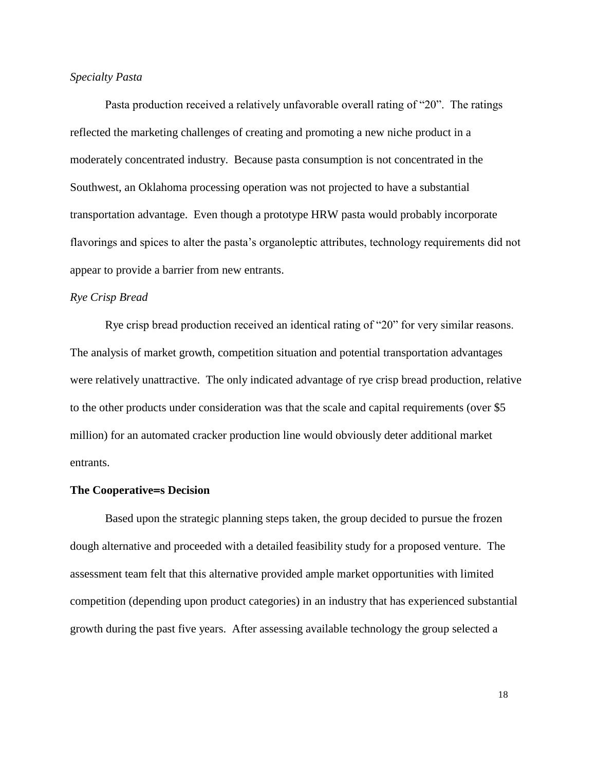*Specialty Pasta*

Pasta production received a relatively unfavorable overall rating of "20". The ratings reflected the marketing challenges of creating and promoting a new niche product in a moderately concentrated industry. Because pasta consumption is not concentrated in the Southwest, an Oklahoma processing operation was not projected to have a substantial transportation advantage. Even though a prototype HRW pasta would probably incorporate flavorings and spices to alter the pasta's organoleptic attributes, technology requirements did not appear to provide a barrier from new entrants.

*Rye Crisp Bread*

Rye crisp bread production received an identical rating of "20" for very similar reasons. The analysis of market growth, competition situation and potential transportation advantages were relatively unattractive. The only indicated advantage of rye crisp bread production, relative to the other products under consideration was that the scale and capital requirements (over $5 million) for an automated cracker production line would obviously deter additional market entrants.

**The Cooperative=s Decision**

Based upon the strategic planning steps taken, the group decided to pursue the frozen dough alternative and proceeded with a detailed feasibility study for a proposed venture. The assessment team felt that this alternative provided ample market opportunities with limited competition (depending upon product categories) in an industry that has experienced substantial growth during the past five years. After assessing available technology the group selected a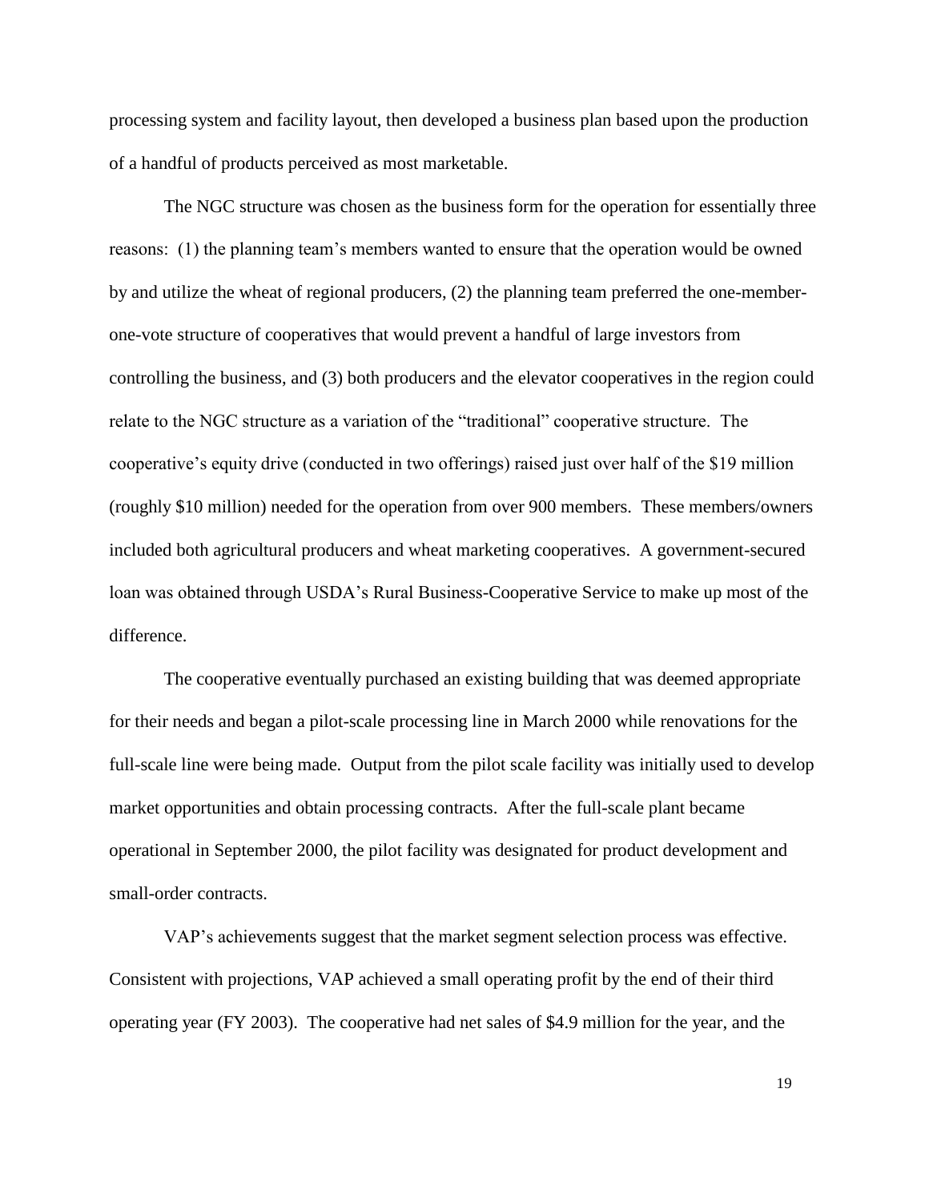processing system and facility layout, then developed a business plan based upon the production of a handful of products perceived as most marketable.

The NGC structure was chosen as the business form for the operation for essentially three reasons: (1) the planning team's members wanted to ensure that the operation would be owned by and utilize the wheat of regional producers, (2) the planning team preferred the one-member-one-vote structure of cooperatives that would prevent a handful of large investors from controlling the business, and (3) both producers and the elevator cooperatives in the region could relate to the NGC structure as a variation of the "traditional" cooperative structure. The cooperative's equity drive (conducted in two offerings) raised just over half of the \$19 million (roughly \$10 million) needed for the operation from over 900 members. These members/owners included both agricultural producers and wheat marketing cooperatives. A government-secured loan was obtained through USDA's Rural Business-Cooperative Service to make up most of the difference.

The cooperative eventually purchased an existing building that was deemed appropriate for their needs and began a pilot-scale processing line in March 2000 while renovations for the full-scale line were being made. Output from the pilot scale facility was initially used to develop market opportunities and obtain processing contracts. After the full-scale plant became operational in September 2000, the pilot facility was designated for product development and small-order contracts.

VAP's achievements suggest that the market segment selection process was effective. Consistent with projections, VAP achieved a small operating profit by the end of their third operating year (FY 2003). The cooperative had net sales of \$4.9 million for the year, and the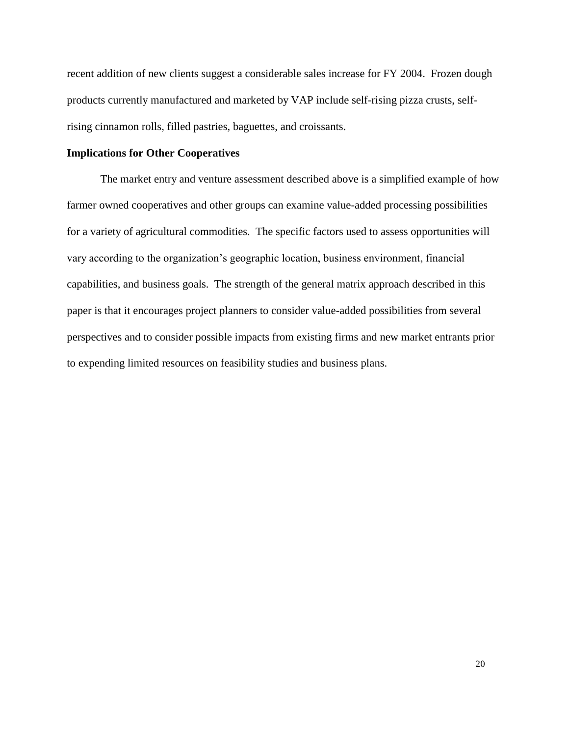recent addition of new clients suggest a considerable sales increase for FY 2004. Frozen dough products currently manufactured and marketed by VAP include self-rising pizza crusts, self-rising cinnamon rolls, filled pastries, baguettes, and croissants.

**Implications for Other Cooperatives**

The market entry and venture assessment described above is a simplified example of how farmer owned cooperatives and other groups can examine value-added processing possibilities for a variety of agricultural commodities. The specific factors used to assess opportunities will vary according to the organization's geographic location, business environment, financial capabilities, and business goals. The strength of the general matrix approach described in this paper is that it encourages project planners to consider value-added possibilities from several perspectives and to consider possible impacts from existing firms and new market entrants prior to expending limited resources on feasibility studies and business plans.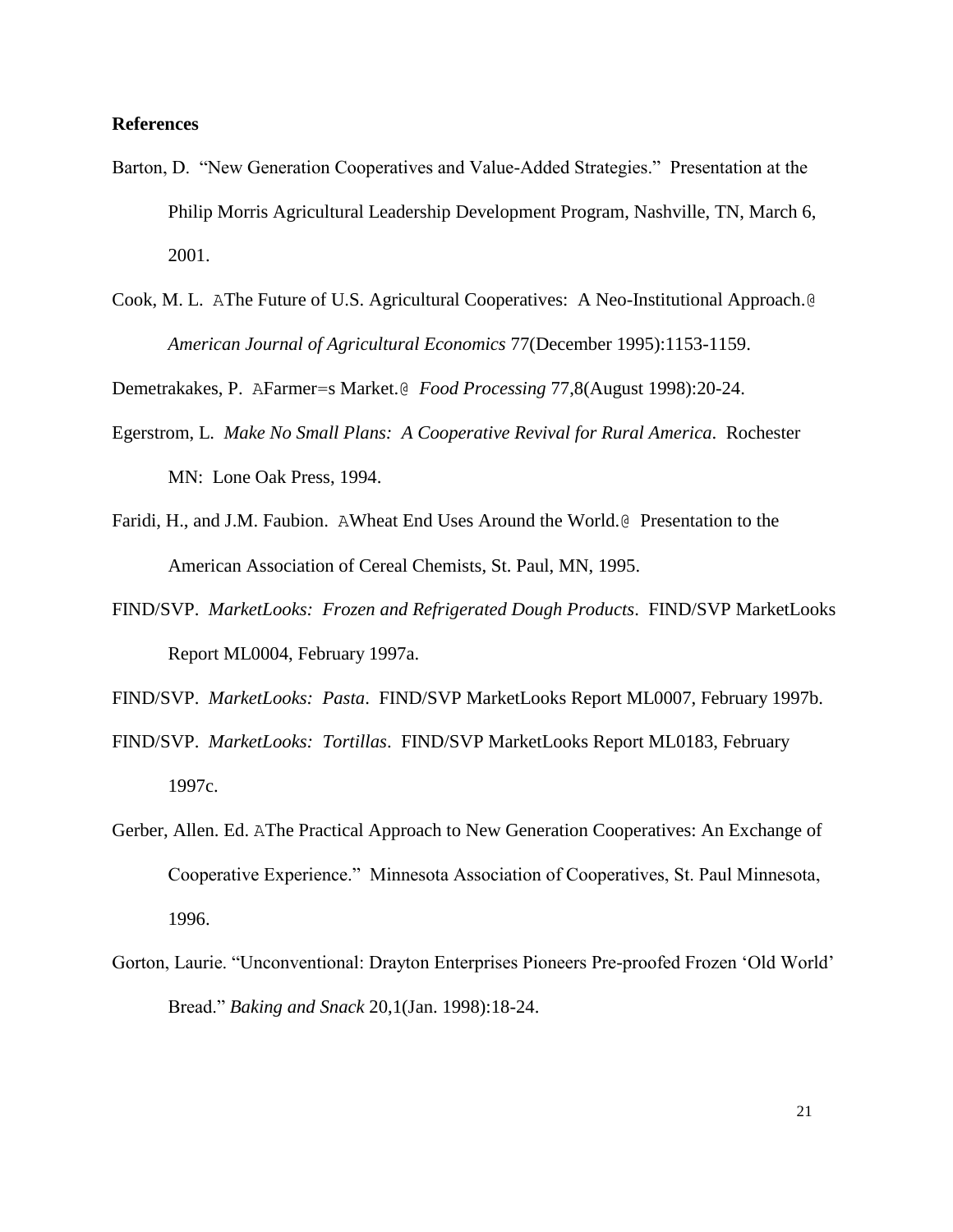**References**

Barton, D. "New Generation Cooperatives and Value-Added Strategies." Presentation at the Philip Morris Agricultural Leadership Development Program, Nashville, TN, March 6, 2001.

Cook, M. L. AThe Future of U.S. Agricultural Cooperatives: A Neo-Institutional Approach.@ *American Journal of Agricultural Economics* 77(December 1995):1153-1159.

Demetrakakes, P. AFarmer=s Market.@ *Food Processing* 77,8(August 1998):20-24.

Egerstrom, L. *Make No Small Plans: A Cooperative Revival for Rural America*. Rochester MN: Lone Oak Press, 1994.

Faridi, H., and J.M. Faubion. AWheat End Uses Around the World.@ Presentation to the American Association of Cereal Chemists, St. Paul, MN, 1995.

FIND/SVP. *MarketLooks: Frozen and Refrigerated Dough Products*. FIND/SVP MarketLooks Report ML0004, February 1997a.

FIND/SVP. *MarketLooks: Pasta*. FIND/SVP MarketLooks Report ML0007, February 1997b.

FIND/SVP. *MarketLooks: Tortillas*. FIND/SVP MarketLooks Report ML0183, February 1997c.

Gerber, Allen. Ed. AThe Practical Approach to New Generation Cooperatives: An Exchange of Cooperative Experience." Minnesota Association of Cooperatives, St. Paul Minnesota, 1996.

Gorton, Laurie. "Unconventional: Drayton Enterprises Pioneers Pre-proofed Frozen 'Old World' Bread." *Baking and Snack* 20,1(Jan. 1998):18-24.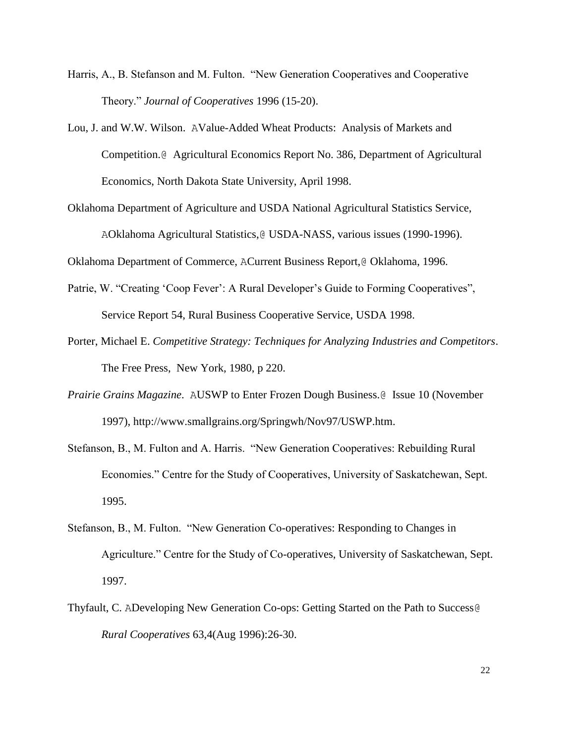Harris, A., B. Stefanson and M. Fulton. "New Generation Cooperatives and Cooperative Theory." *Journal of Cooperatives* 1996 (15-20).

Lou, J. and W.W. Wilson. AValue-Added Wheat Products: Analysis of Markets and Competition.@ Agricultural Economics Report No. 386, Department of Agricultural Economics, North Dakota State University, April 1998.

Oklahoma Department of Agriculture and USDA National Agricultural Statistics Service, AOklahoma Agricultural Statistics,@ USDA-NASS, various issues (1990-1996).

Oklahoma Department of Commerce, ACurrent Business Report,@ Oklahoma, 1996.

Patrie, W. "Creating 'Coop Fever': A Rural Developer's Guide to Forming Cooperatives", Service Report 54, Rural Business Cooperative Service, USDA 1998.

Porter, Michael E. *Competitive Strategy: Techniques for Analyzing Industries and Competitors*. The Free Press, New York, 1980, p 220.

*Prairie Grains Magazine*. AUSWP to Enter Frozen Dough Business.@ Issue 10 (November 1997), http://www.smallgrains.org/Springwh/Nov97/USWP.htm.

Stefanson, B., M. Fulton and A. Harris. "New Generation Cooperatives: Rebuilding Rural Economies." Centre for the Study of Cooperatives, University of Saskatchewan, Sept. 1995.

Stefanson, B., M. Fulton. "New Generation Co-operatives: Responding to Changes in Agriculture." Centre for the Study of Co-operatives, University of Saskatchewan, Sept. 1997.

Thyfault, C. ADeveloping New Generation Co-ops: Getting Started on the Path to Success@ *Rural Cooperatives* 63,4(Aug 1996):26-30.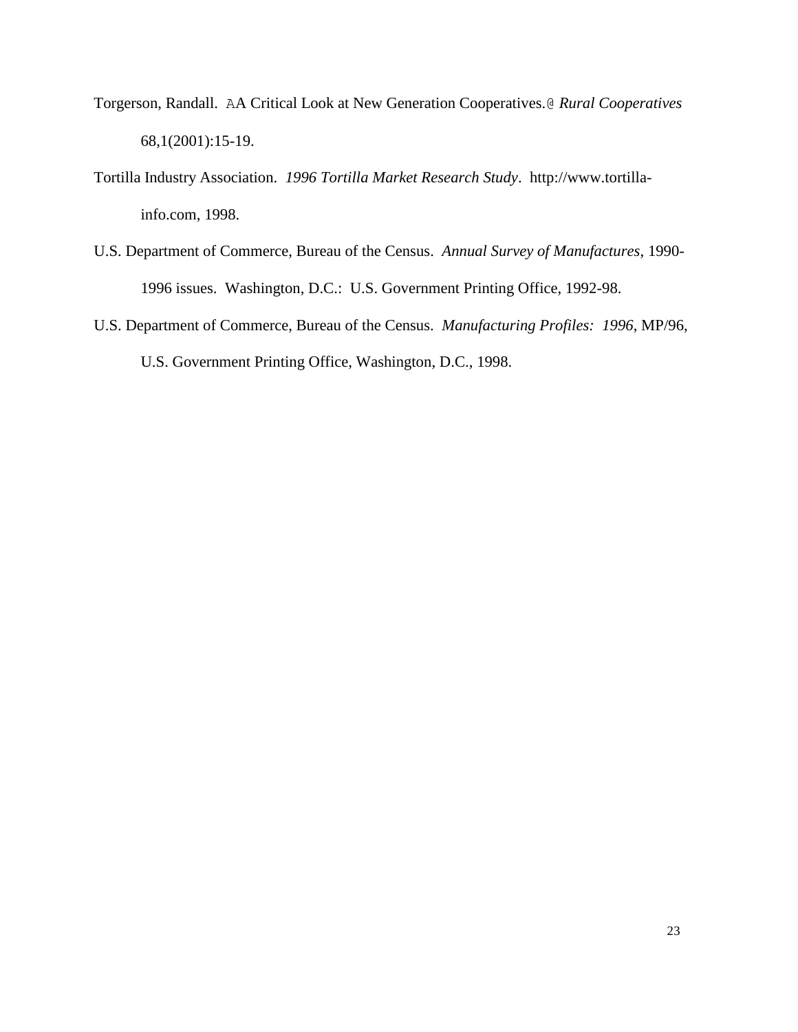Torgerson, Randall. AA Critical Look at New Generation Cooperatives.@ *Rural Cooperatives* 68,1(2001):15-19.

Tortilla Industry Association. *1996 Tortilla Market Research Study*. http://www.tortilla-info.com, 1998.

U.S. Department of Commerce, Bureau of the Census. *Annual Survey of Manufactures*, 1990-1996 issues. Washington, D.C.: U.S. Government Printing Office, 1992-98.

U.S. Department of Commerce, Bureau of the Census. *Manufacturing Profiles: 1996*, MP/96, U.S. Government Printing Office, Washington, D.C., 1998.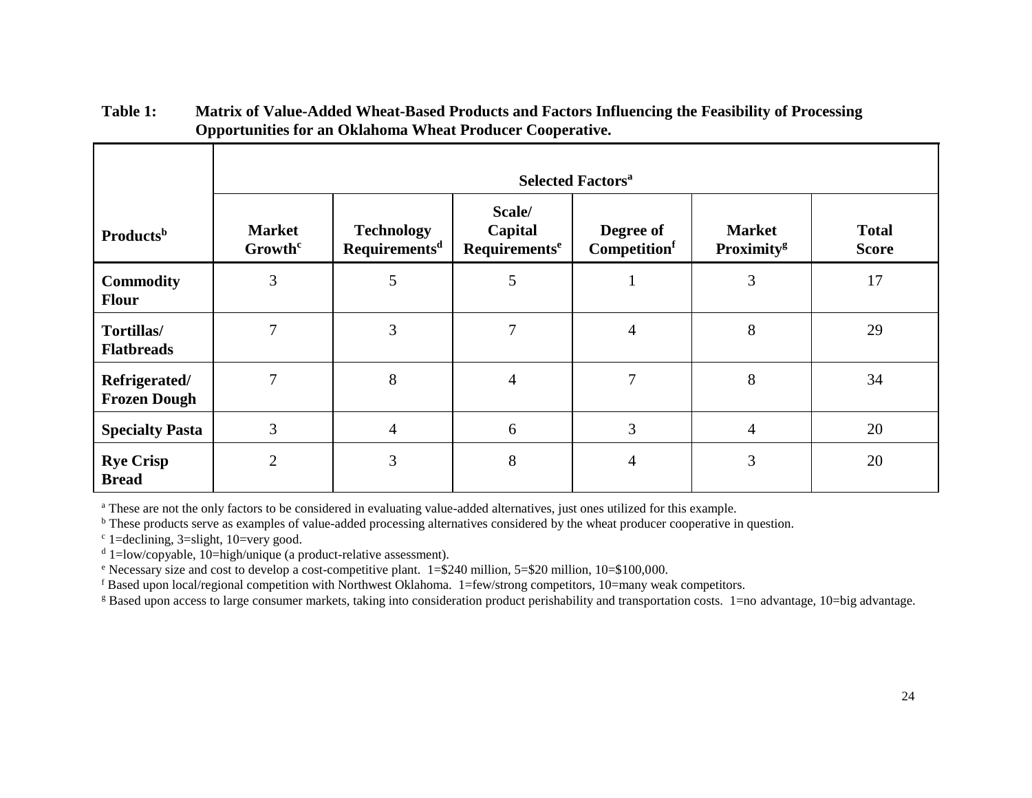**Table 1: Matrix of Value-Added Wheat-Based Products and Factors Influencing the Feasibility of Processing Opportunities for an Oklahoma Wheat Producer Cooperative.**

| | Selected Factors[a] | | | | | |
|---|---|---|---|---|---|---|
| **Products[b]** | **Market Growth[c]** | **Technology Requirements[d]** | **Scale/ Capital Requirements[e]** | **Degree of Competition[f]** | **Market Proximity[g]** | **Total Score** |
| **Commodity Flour** | 3 | 5 | 5 | 1 | 3 | 17 |
| **Tortillas/ Flatbreads** | 7 | 3 | 7 | 4 | 8 | 29 |
| **Refrigerated/ Frozen Dough** | 7 | 8 | 4 | 7 | 8 | 34 |
| **Specialty Pasta** | 3 | 4 | 6 | 3 | 4 | 20 |
| **Rye Crisp Bread** | 2 | 3 | 8 | 4 | 3 | 20 |

[a] These are not the only factors to be considered in evaluating value-added alternatives, just ones utilized for this example.
[b] These products serve as examples of value-added processing alternatives considered by the wheat producer cooperative in question.
[c] 1=declining, 3=slight, 10=very good.
[d] 1=low/copyable, 10=high/unique (a product-relative assessment).
[e] Necessary size and cost to develop a cost-competitive plant. 1=$240 million, 5=$20 million, 10=$100,000.
[f] Based upon local/regional competition with Northwest Oklahoma. 1=few/strong competitors, 10=many weak competitors.
[g] Based upon access to large consumer markets, taking into consideration product perishability and transportation costs. 1=no advantage, 10=big advantage.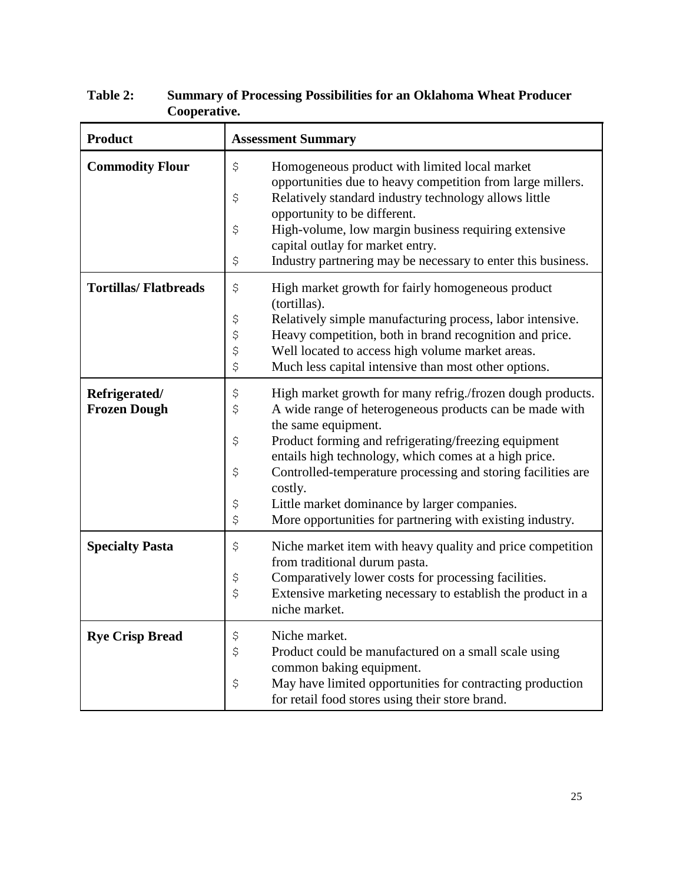**Table 2: Summary of Processing Possibilities for an Oklahoma Wheat Producer Cooperative.**

| Product | Assessment Summary |
|---|---|
| **Commodity Flour** | $ Homogeneous product with limited local market opportunities due to heavy competition from large millers.<br>$ Relatively standard industry technology allows little opportunity to be different.<br>$ High-volume, low margin business requiring extensive capital outlay for market entry.<br>$ Industry partnering may be necessary to enter this business. |
| **Tortillas/ Flatbreads** | $ High market growth for fairly homogeneous product (tortillas).<br>$ Relatively simple manufacturing process, labor intensive.<br>$ Heavy competition, both in brand recognition and price.<br>$ Well located to access high volume market areas.<br>$ Much less capital intensive than most other options. |
| **Refrigerated/ Frozen Dough** | $ High market growth for many refrig./frozen dough products.<br>$ A wide range of heterogeneous products can be made with the same equipment.<br>$ Product forming and refrigerating/freezing equipment entails high technology, which comes at a high price.<br>$ Controlled-temperature processing and storing facilities are costly.<br>$ Little market dominance by larger companies.<br>$ More opportunities for partnering with existing industry. |
| **Specialty Pasta** | $ Niche market item with heavy quality and price competition from traditional durum pasta.<br>$ Comparatively lower costs for processing facilities.<br>$ Extensive marketing necessary to establish the product in a niche market. |
| **Rye Crisp Bread** | $ Niche market.<br>$ Product could be manufactured on a small scale using common baking equipment.<br>$ May have limited opportunities for contracting production for retail food stores using their store brand. |